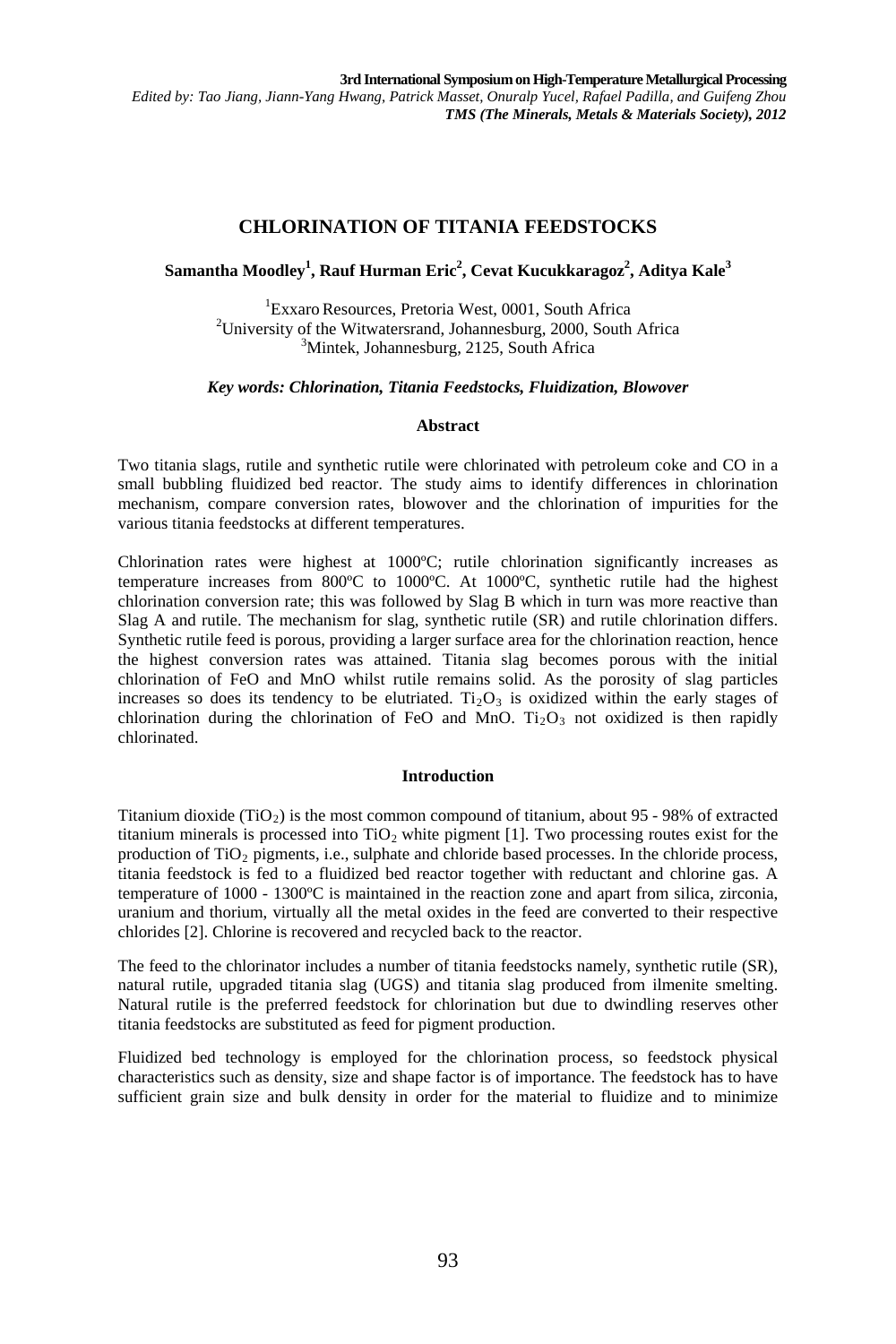# CHLORINATION OF TITANIA FEEDSTOCKS

**Samantha Moodley[1], Rauf Hurman Eric[2], Cevat Kucukkaragoz[2], Aditya Kale[3]**

[1]Exxaro Resources, Pretoria West, 0001, South Africa
[2]University of the Witwatersrand, Johannesburg, 2000, South Africa
[3]Mintek, Johannesburg, 2125, South Africa

***Key words: Chlorination, Titania Feedstocks, Fluidization, Blowover***

## Abstract

Two titania slags, rutile and synthetic rutile were chlorinated with petroleum coke and CO in a small bubbling fluidized bed reactor. The study aims to identify differences in chlorination mechanism, compare conversion rates, blowover and the chlorination of impurities for the various titania feedstocks at different temperatures.

Chlorination rates were highest at 1000ºC; rutile chlorination significantly increases as temperature increases from 800ºC to 1000ºC. At 1000ºC, synthetic rutile had the highest chlorination conversion rate; this was followed by Slag B which in turn was more reactive than Slag A and rutile. The mechanism for slag, synthetic rutile (SR) and rutile chlorination differs. Synthetic rutile feed is porous, providing a larger surface area for the chlorination reaction, hence the highest conversion rates was attained. Titania slag becomes porous with the initial chlorination of FeO and MnO whilst rutile remains solid. As the porosity of slag particles increases so does its tendency to be elutriated. $Ti_2O_3$ is oxidized within the early stages of chlorination during the chlorination of FeO and MnO. $Ti_2O_3$ not oxidized is then rapidly chlorinated.

## Introduction

Titanium dioxide ($TiO_2$) is the most common compound of titanium, about 95 - 98% of extracted titanium minerals is processed into $TiO_2$ white pigment [1]. Two processing routes exist for the production of $TiO_2$ pigments, i.e., sulphate and chloride based processes. In the chloride process, titania feedstock is fed to a fluidized bed reactor together with reductant and chlorine gas. A temperature of 1000 - 1300ºC is maintained in the reaction zone and apart from silica, zirconia, uranium and thorium, virtually all the metal oxides in the feed are converted to their respective chlorides [2]. Chlorine is recovered and recycled back to the reactor.

The feed to the chlorinator includes a number of titania feedstocks namely, synthetic rutile (SR), natural rutile, upgraded titania slag (UGS) and titania slag produced from ilmenite smelting. Natural rutile is the preferred feedstock for chlorination but due to dwindling reserves other titania feedstocks are substituted as feed for pigment production.

Fluidized bed technology is employed for the chlorination process, so feedstock physical characteristics such as density, size and shape factor is of importance. The feedstock has to have sufficient grain size and bulk density in order for the material to fluidize and to minimize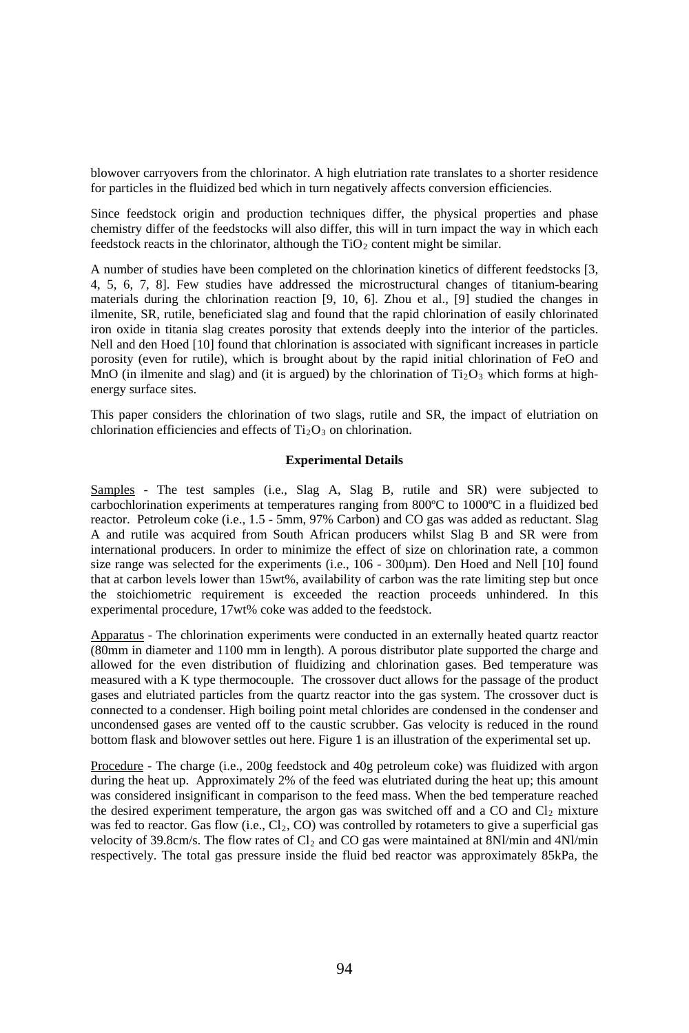blowover carryovers from the chlorinator. A high elutriation rate translates to a shorter residence for particles in the fluidized bed which in turn negatively affects conversion efficiencies.

Since feedstock origin and production techniques differ, the physical properties and phase chemistry differ of the feedstocks will also differ, this will in turn impact the way in which each feedstock reacts in the chlorinator, although the $TiO_2$ content might be similar.

A number of studies have been completed on the chlorination kinetics of different feedstocks [3, 4, 5, 6, 7, 8]. Few studies have addressed the microstructural changes of titanium-bearing materials during the chlorination reaction [9, 10, 6]. Zhou et al., [9] studied the changes in ilmenite, SR, rutile, beneficiated slag and found that the rapid chlorination of easily chlorinated iron oxide in titania slag creates porosity that extends deeply into the interior of the particles. Nell and den Hoed [10] found that chlorination is associated with significant increases in particle porosity (even for rutile), which is brought about by the rapid initial chlorination of FeO and MnO (in ilmenite and slag) and (it is argued) by the chlorination of $Ti_2O_3$ which forms at high-energy surface sites.

This paper considers the chlorination of two slags, rutile and SR, the impact of elutriation on chlorination efficiencies and effects of $Ti_2O_3$ on chlorination.

### Experimental Details

Samples - The test samples (i.e., Slag A, Slag B, rutile and SR) were subjected to carbochlorination experiments at temperatures ranging from 800ºC to 1000ºC in a fluidized bed reactor. Petroleum coke (i.e., 1.5 - 5mm, 97% Carbon) and CO gas was added as reductant. Slag A and rutile was acquired from South African producers whilst Slag B and SR were from international producers. In order to minimize the effect of size on chlorination rate, a common size range was selected for the experiments (i.e., 106 - 300µm). Den Hoed and Nell [10] found that at carbon levels lower than 15wt%, availability of carbon was the rate limiting step but once the stoichiometric requirement is exceeded the reaction proceeds unhindered. In this experimental procedure, 17wt% coke was added to the feedstock.

Apparatus - The chlorination experiments were conducted in an externally heated quartz reactor (80mm in diameter and 1100 mm in length). A porous distributor plate supported the charge and allowed for the even distribution of fluidizing and chlorination gases. Bed temperature was measured with a K type thermocouple. The crossover duct allows for the passage of the product gases and elutriated particles from the quartz reactor into the gas system. The crossover duct is connected to a condenser. High boiling point metal chlorides are condensed in the condenser and uncondensed gases are vented off to the caustic scrubber. Gas velocity is reduced in the round bottom flask and blowover settles out here. Figure 1 is an illustration of the experimental set up.

Procedure - The charge (i.e., 200g feedstock and 40g petroleum coke) was fluidized with argon during the heat up. Approximately 2% of the feed was elutriated during the heat up; this amount was considered insignificant in comparison to the feed mass. When the bed temperature reached the desired experiment temperature, the argon gas was switched off and a CO and $Cl_2$ mixture was fed to reactor. Gas flow (i.e., $Cl_2$, CO) was controlled by rotameters to give a superficial gas velocity of 39.8cm/s. The flow rates of $Cl_2$ and CO gas were maintained at 8Nl/min and 4Nl/min respectively. The total gas pressure inside the fluid bed reactor was approximately 85kPa, the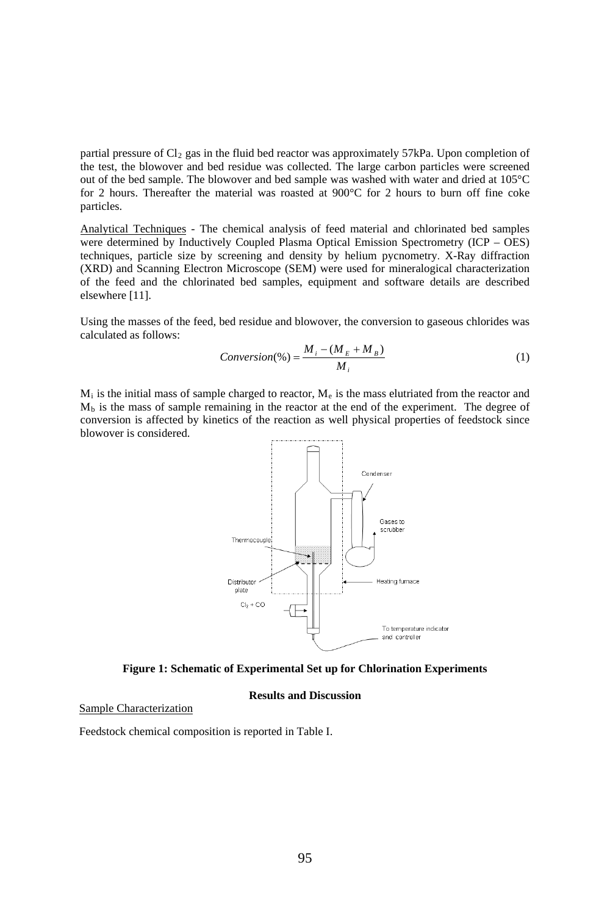partial pressure of $Cl_2$ gas in the fluid bed reactor was approximately 57kPa. Upon completion of the test, the blowover and bed residue was collected. The large carbon particles were screened out of the bed sample. The blowover and bed sample was washed with water and dried at 105°C for 2 hours. Thereafter the material was roasted at 900°C for 2 hours to burn off fine coke particles.

Analytical Techniques - The chemical analysis of feed material and chlorinated bed samples were determined by Inductively Coupled Plasma Optical Emission Spectrometry (ICP – OES) techniques, particle size by screening and density by helium pycnometry. X-Ray diffraction (XRD) and Scanning Electron Microscope (SEM) were used for mineralogical characterization of the feed and the chlorinated bed samples, equipment and software details are described elsewhere [11].

Using the masses of the feed, bed residue and blowover, the conversion to gaseous chlorides was calculated as follows:

$$Conversion(\%) = \frac{M_i - (M_E + M_B)}{M_i} \tag{1}$$

$M_i$ is the initial mass of sample charged to reactor, $M_e$ is the mass elutriated from the reactor and $M_b$ is the mass of sample remaining in the reactor at the end of the experiment. The degree of conversion is affected by kinetics of the reaction as well physical properties of feedstock since blowover is considered.

**Figure 1: Schematic of Experimental Set up for Chlorination Experiments**

## Results and Discussion

Sample Characterization

Feedstock chemical composition is reported in Table I.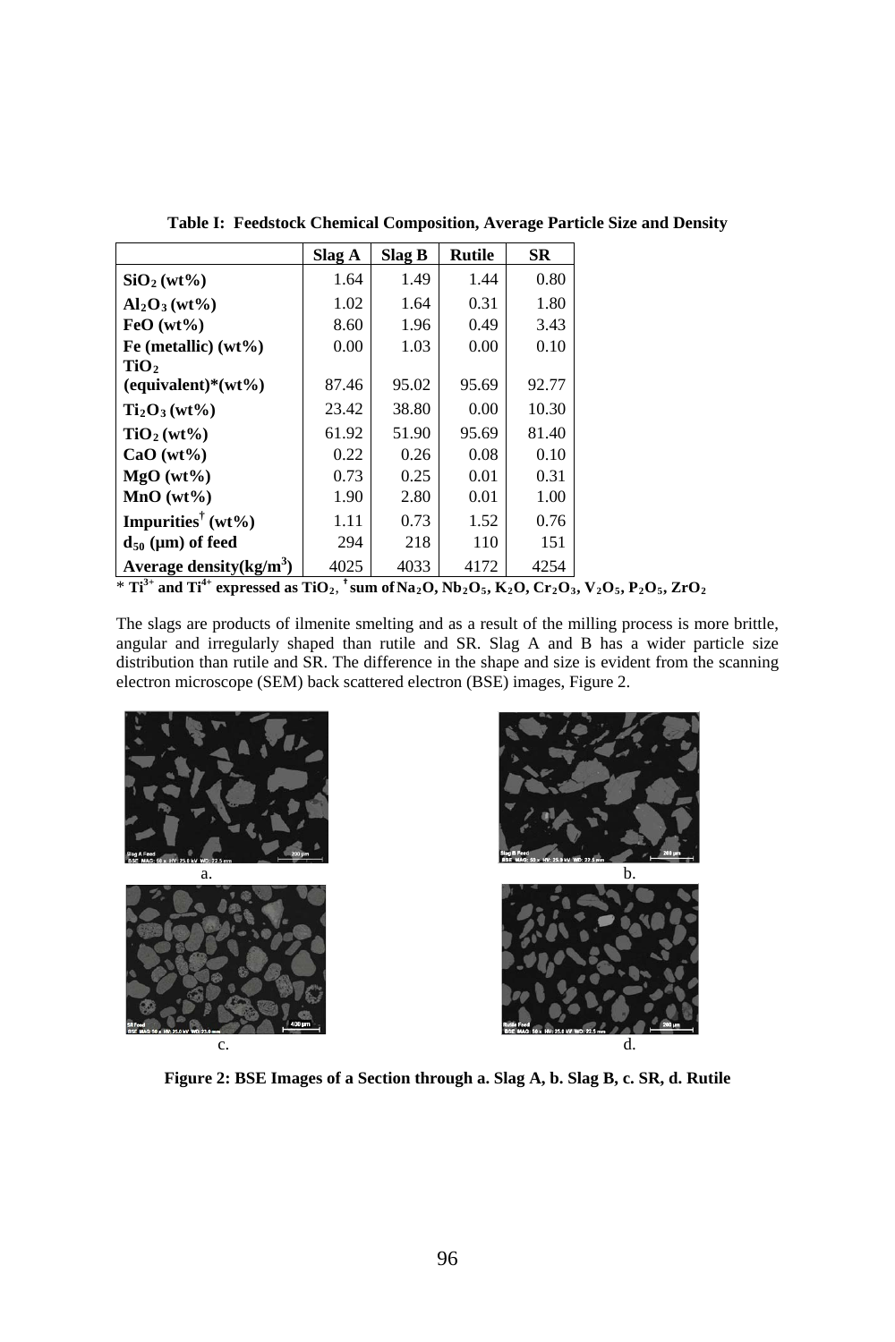**Table I: Feedstock Chemical Composition, Average Particle Size and Density**

| | Slag A | Slag B | Rutile | SR |
|---|---|---|---|---|
| **$SiO_2$ (wt%)** | 1.64 | 1.49 | 1.44 | 0.80 |
| **$Al_2O_3$ (wt%)** | 1.02 | 1.64 | 0.31 | 1.80 |
| **FeO (wt%)** | 8.60 | 1.96 | 0.49 | 3.43 |
| **Fe (metallic) (wt%)** | 0.00 | 1.03 | 0.00 | 0.10 |
| **$TiO_2$ (equivalent)*(wt%)** | 87.46 | 95.02 | 95.69 | 92.77 |
| **$Ti_2O_3$ (wt%)** | 23.42 | 38.80 | 0.00 | 10.30 |
| **$TiO_2$ (wt%)** | 61.92 | 51.90 | 95.69 | 81.40 |
| **CaO (wt%)** | 0.22 | 0.26 | 0.08 | 0.10 |
| **MgO (wt%)** | 0.73 | 0.25 | 0.01 | 0.31 |
| **MnO (wt%)** | 1.90 | 2.80 | 0.01 | 1.00 |
| **Impurities† (wt%)** | 1.11 | 0.73 | 1.52 | 0.76 |
| **$d_{50}$ (µm) of feed** | 294 | 218 | 110 | 151 |
| **Average density($kg/m^3$)** | 4025 | 4033 | 4172 | 4254 |

\* $Ti^{3+}$ and $Ti^{4+}$ expressed as $TiO_2$, † sum of $Na_2O$, $Nb_2O_5$, $K_2O$, $Cr_2O_3$, $V_2O_5$, $P_2O_5$, $ZrO_2$

The slags are products of ilmenite smelting and as a result of the milling process is more brittle, angular and irregularly shaped than rutile and SR. Slag A and B has a wider particle size distribution than rutile and SR. The difference in the shape and size is evident from the scanning electron microscope (SEM) back scattered electron (BSE) images, Figure 2.

**Figure 2: BSE Images of a Section through a. Slag A, b. Slag B, c. SR, d. Rutile**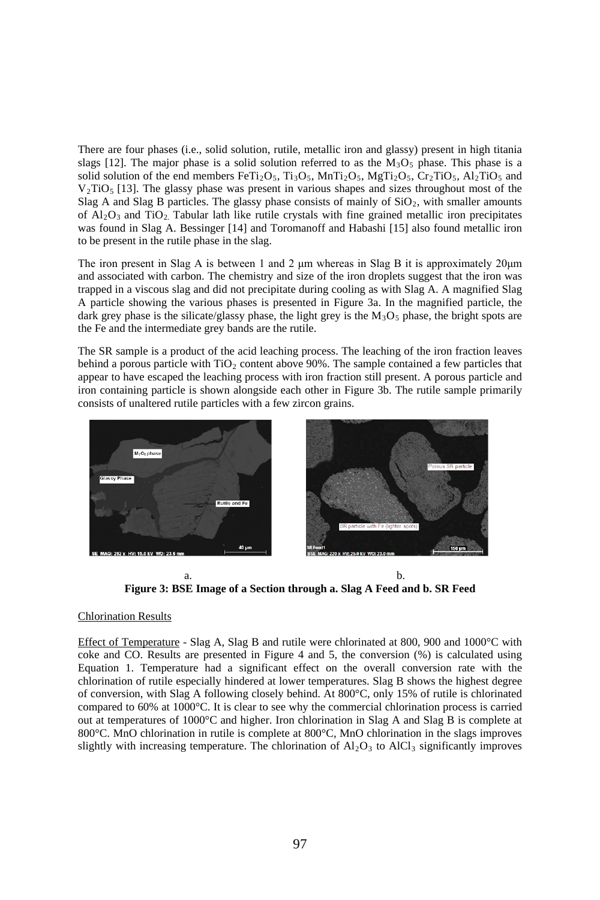There are four phases (i.e., solid solution, rutile, metallic iron and glassy) present in high titania slags [12]. The major phase is a solid solution referred to as the $M_3O_5$ phase. This phase is a solid solution of the end members $FeTi_2O_5$, $Ti_3O_5$, $MnTi_2O_5$, $MgTi_2O_5$, $Cr_2TiO_5$, $Al_2TiO_5$ and $V_2TiO_5$ [13]. The glassy phase was present in various shapes and sizes throughout most of the Slag A and Slag B particles. The glassy phase consists of mainly of $SiO_2$, with smaller amounts of $Al_2O_3$ and $TiO_2$. Tabular lath like rutile crystals with fine grained metallic iron precipitates was found in Slag A. Bessinger [14] and Toromanoff and Habashi [15] also found metallic iron to be present in the rutile phase in the slag.

The iron present in Slag A is between 1 and 2 μm whereas in Slag B it is approximately 20μm and associated with carbon. The chemistry and size of the iron droplets suggest that the iron was trapped in a viscous slag and did not precipitate during cooling as with Slag A. A magnified Slag A particle showing the various phases is presented in Figure 3a. In the magnified particle, the dark grey phase is the silicate/glassy phase, the light grey is the $M_3O_5$ phase, the bright spots are the Fe and the intermediate grey bands are the rutile.

The SR sample is a product of the acid leaching process. The leaching of the iron fraction leaves behind a porous particle with $TiO_2$ content above 90%. The sample contained a few particles that appear to have escaped the leaching process with iron fraction still present. A porous particle and iron containing particle is shown alongside each other in Figure 3b. The rutile sample primarily consists of unaltered rutile particles with a few zircon grains.

a. b.

**Figure 3: BSE Image of a Section through a. Slag A Feed and b. SR Feed**

Chlorination Results

Effect of Temperature - Slag A, Slag B and rutile were chlorinated at 800, 900 and 1000°C with coke and CO. Results are presented in Figure 4 and 5, the conversion (%) is calculated using Equation 1. Temperature had a significant effect on the overall conversion rate with the chlorination of rutile especially hindered at lower temperatures. Slag B shows the highest degree of conversion, with Slag A following closely behind. At 800°C, only 15% of rutile is chlorinated compared to 60% at 1000°C. It is clear to see why the commercial chlorination process is carried out at temperatures of 1000°C and higher. Iron chlorination in Slag A and Slag B is complete at 800°C. MnO chlorination in rutile is complete at 800°C, MnO chlorination in the slags improves slightly with increasing temperature. The chlorination of $Al_2O_3$ to $AlCl_3$ significantly improves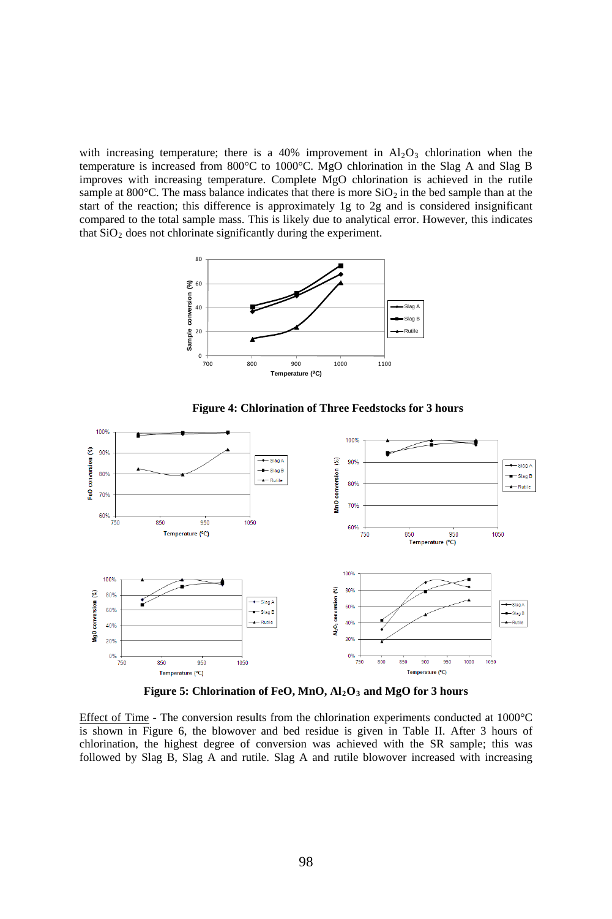with increasing temperature; there is a 40% improvement in $Al_2O_3$ chlorination when the temperature is increased from 800°C to 1000°C. MgO chlorination in the Slag A and Slag B improves with increasing temperature. Complete MgO chlorination is achieved in the rutile sample at 800°C. The mass balance indicates that there is more $SiO_2$ in the bed sample than at the start of the reaction; this difference is approximately 1g to 2g and is considered insignificant compared to the total sample mass. This is likely due to analytical error. However, this indicates that $SiO_2$ does not chlorinate significantly during the experiment.

**Figure 4: Chlorination of Three Feedstocks for 3 hours**

**Figure 5: Chlorination of FeO, MnO, $Al_2O_3$ and MgO for 3 hours**

Effect of Time - The conversion results from the chlorination experiments conducted at 1000°C is shown in Figure 6, the blowover and bed residue is given in Table II. After 3 hours of chlorination, the highest degree of conversion was achieved with the SR sample; this was followed by Slag B, Slag A and rutile. Slag A and rutile blowover increased with increasing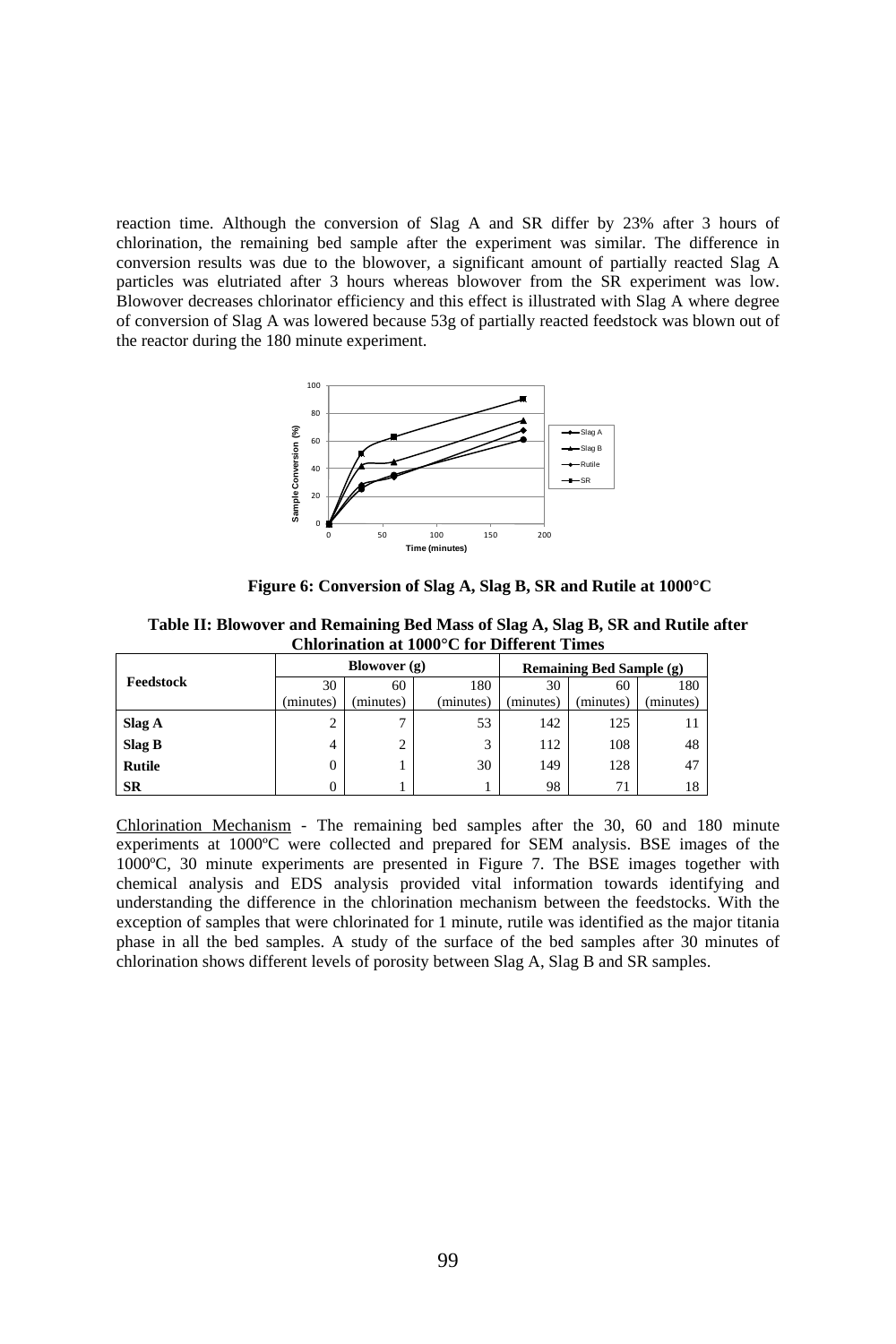reaction time. Although the conversion of Slag A and SR differ by 23% after 3 hours of chlorination, the remaining bed sample after the experiment was similar. The difference in conversion results was due to the blowover, a significant amount of partially reacted Slag A particles was elutriated after 3 hours whereas blowover from the SR experiment was low. Blowover decreases chlorinator efficiency and this effect is illustrated with Slag A where degree of conversion of Slag A was lowered because 53g of partially reacted feedstock was blown out of the reactor during the 180 minute experiment.

**Figure 6: Conversion of Slag A, Slag B, SR and Rutile at 1000°C**

**Table II: Blowover and Remaining Bed Mass of Slag A, Slag B, SR and Rutile after Chlorination at 1000°C for Different Times**

| Feedstock | Blowover (g) | | | Remaining Bed Sample (g) | | |
|---|---|---|---|---|---|---|
| | 30 (minutes) | 60 (minutes) | 180 (minutes) | 30 (minutes) | 60 (minutes) | 180 (minutes) |
| **Slag A** | 2 | 7 | 53 | 142 | 125 | 11 |
| **Slag B** | 4 | 2 | 3 | 112 | 108 | 48 |
| **Rutile** | 0 | 1 | 30 | 149 | 128 | 47 |
| **SR** | 0 | 1 | 1 | 98 | 71 | 18 |

Chlorination Mechanism - The remaining bed samples after the 30, 60 and 180 minute experiments at 1000ºC were collected and prepared for SEM analysis. BSE images of the 1000ºC, 30 minute experiments are presented in Figure 7. The BSE images together with chemical analysis and EDS analysis provided vital information towards identifying and understanding the difference in the chlorination mechanism between the feedstocks. With the exception of samples that were chlorinated for 1 minute, rutile was identified as the major titania phase in all the bed samples. A study of the surface of the bed samples after 30 minutes of chlorination shows different levels of porosity between Slag A, Slag B and SR samples.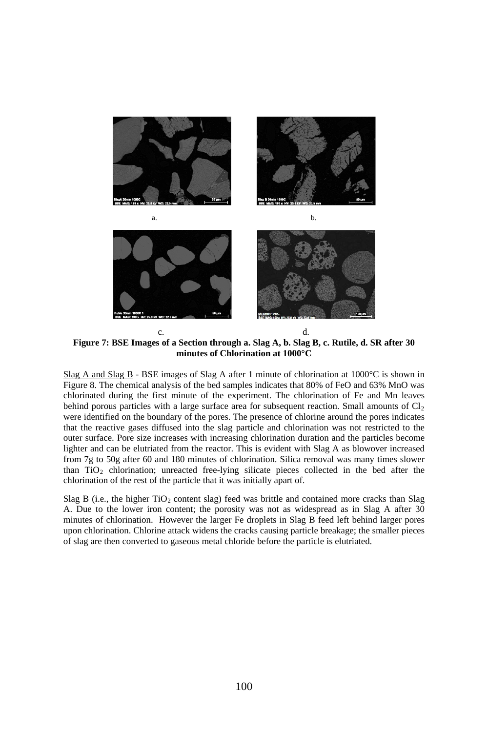a. b.

c. d.

**Figure 7: BSE Images of a Section through a. Slag A, b. Slag B, c. Rutile, d. SR after 30 minutes of Chlorination at 1000°C**

Slag A and Slag B - BSE images of Slag A after 1 minute of chlorination at 1000°C is shown in Figure 8. The chemical analysis of the bed samples indicates that 80% of FeO and 63% MnO was chlorinated during the first minute of the experiment. The chlorination of Fe and Mn leaves behind porous particles with a large surface area for subsequent reaction. Small amounts of $Cl_2$ were identified on the boundary of the pores. The presence of chlorine around the pores indicates that the reactive gases diffused into the slag particle and chlorination was not restricted to the outer surface. Pore size increases with increasing chlorination duration and the particles become lighter and can be elutriated from the reactor. This is evident with Slag A as blowover increased from 7g to 50g after 60 and 180 minutes of chlorination. Silica removal was many times slower than $TiO_2$ chlorination; unreacted free-lying silicate pieces collected in the bed after the chlorination of the rest of the particle that it was initially apart of.

Slag B (i.e., the higher $TiO_2$ content slag) feed was brittle and contained more cracks than Slag A. Due to the lower iron content; the porosity was not as widespread as in Slag A after 30 minutes of chlorination. However the larger Fe droplets in Slag B feed left behind larger pores upon chlorination. Chlorine attack widens the cracks causing particle breakage; the smaller pieces of slag are then converted to gaseous metal chloride before the particle is elutriated.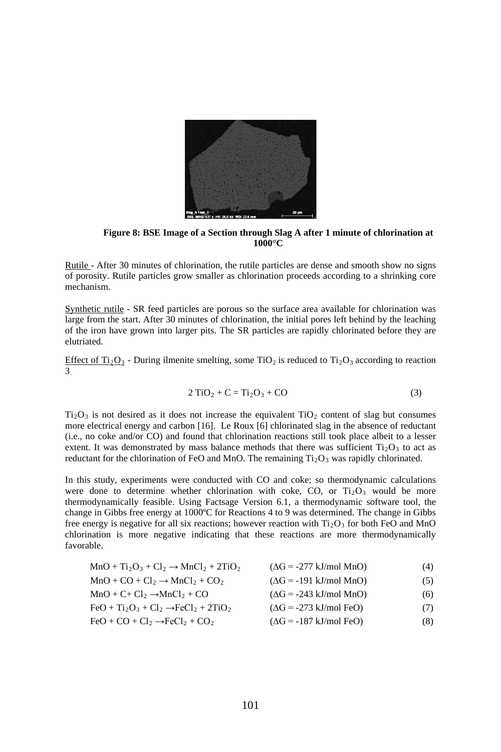**Figure 8: BSE Image of a Section through Slag A after 1 minute of chlorination at 1000°C**

Rutile - After 30 minutes of chlorination, the rutile particles are dense and smooth show no signs of porosity. Rutile particles grow smaller as chlorination proceeds according to a shrinking core mechanism.

Synthetic rutile - SR feed particles are porous so the surface area available for chlorination was large from the start. After 30 minutes of chlorination, the initial pores left behind by the leaching of the iron have grown into larger pits. The SR particles are rapidly chlorinated before they are elutriated.

Effect of $Ti_2O_3$ - During ilmenite smelting, some $TiO_2$ is reduced to $Ti_2O_3$ according to reaction 3.

$$2\ TiO_2 + C = Ti_2O_3 + CO \qquad (3)$$

$Ti_2O_3$ is not desired as it does not increase the equivalent $TiO_2$ content of slag but consumes more electrical energy and carbon [16]. Le Roux [6] chlorinated slag in the absence of reductant (i.e., no coke and/or CO) and found that chlorination reactions still took place albeit to a lesser extent. It was demonstrated by mass balance methods that there was sufficient $Ti_2O_3$ to act as reductant for the chlorination of FeO and MnO. The remaining $Ti_2O_3$ was rapidly chlorinated.

In this study, experiments were conducted with CO and coke; so thermodynamic calculations were done to determine whether chlorination with coke, CO, or $Ti_2O_3$ would be more thermodynamically feasible. Using Factsage Version 6.1, a thermodynamic software tool, the change in Gibbs free energy at 1000ºC for Reactions 4 to 9 was determined. The change in Gibbs free energy is negative for all six reactions; however reaction with $Ti_2O_3$ for both FeO and MnO chlorination is more negative indicating that these reactions are more thermodynamically favorable.

$$MnO + Ti_2O_3 + Cl_2 \rightarrow MnCl_2 + 2TiO_2 \qquad (\Delta G = -277\ kJ/mol\ MnO) \qquad (4)$$

$$MnO + CO + Cl_2 \rightarrow MnCl_2 + CO_2 \qquad (\Delta G = -191\ kJ/mol\ MnO) \qquad (5)$$

$$MnO + C + Cl_2 \rightarrow MnCl_2 + CO \qquad (\Delta G = -243\ kJ/mol\ MnO) \qquad (6)$$

$$FeO + Ti_2O_3 + Cl_2 \rightarrow FeCl_2 + 2TiO_2 \qquad (\Delta G = -273\ kJ/mol\ FeO) \qquad (7)$$

$$FeO + CO + Cl_2 \rightarrow FeCl_2 + CO_2 \qquad (\Delta G = -187\ kJ/mol\ FeO) \qquad (8)$$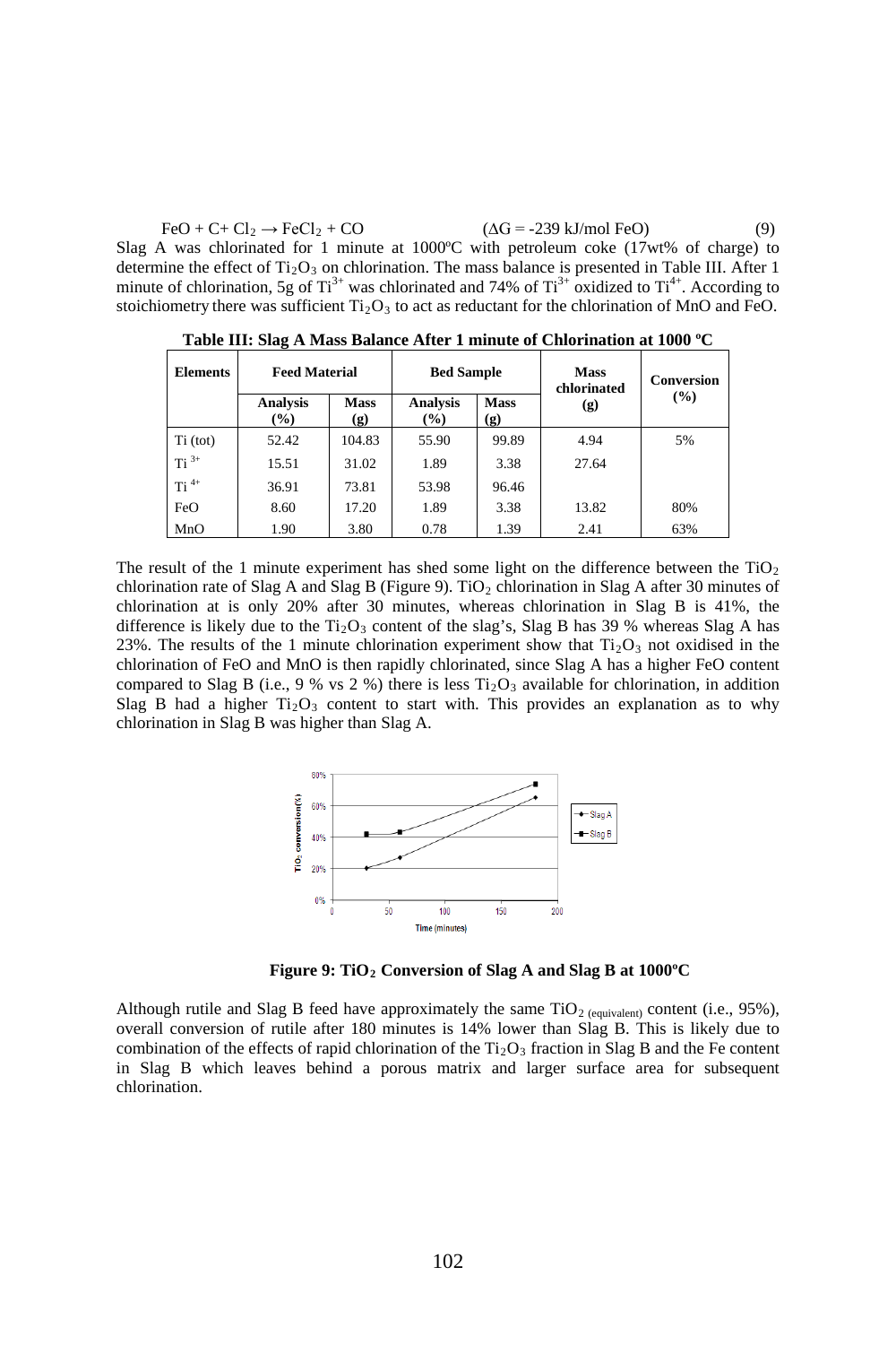$$FeO + C + Cl_2 \rightarrow FeCl_2 + CO \qquad (\Delta G = -239 \text{ kJ/mol FeO}) \qquad (9)$$

Slag A was chlorinated for 1 minute at 1000ºC with petroleum coke (17wt% of charge) to determine the effect of $Ti_2O_3$ on chlorination. The mass balance is presented in Table III. After 1 minute of chlorination, 5g of $Ti^{3+}$ was chlorinated and 74% of $Ti^{3+}$ oxidized to $Ti^{4+}$. According to stoichiometry there was sufficient $Ti_2O_3$ to act as reductant for the chlorination of MnO and FeO.

**Table III: Slag A Mass Balance After 1 minute of Chlorination at 1000 ºC**

| Elements | Feed Material | | Bed Sample | | Mass chlorinated (g) | Conversion (%) |
|---|---|---|---|---|---|---|
| | Analysis (%) | Mass (g) | Analysis (%) | Mass (g) | | |
| Ti (tot) | 52.42 | 104.83 | 55.90 | 99.89 | 4.94 | 5% |
| $Ti^{3+}$ | 15.51 | 31.02 | 1.89 | 3.38 | 27.64 | |
| $Ti^{4+}$ | 36.91 | 73.81 | 53.98 | 96.46 | | |
| FeO | 8.60 | 17.20 | 1.89 | 3.38 | 13.82 | 80% |
| MnO | 1.90 | 3.80 | 0.78 | 1.39 | 2.41 | 63% |

The result of the 1 minute experiment has shed some light on the difference between the $TiO_2$ chlorination rate of Slag A and Slag B (Figure 9). $TiO_2$ chlorination in Slag A after 30 minutes of chlorination at is only 20% after 30 minutes, whereas chlorination in Slag B is 41%, the difference is likely due to the $Ti_2O_3$ content of the slag's, Slag B has 39 % whereas Slag A has 23%. The results of the 1 minute chlorination experiment show that $Ti_2O_3$ not oxidised in the chlorination of FeO and MnO is then rapidly chlorinated, since Slag A has a higher FeO content compared to Slag B (i.e., 9 % vs 2 %) there is less $Ti_2O_3$ available for chlorination, in addition Slag B had a higher $Ti_2O_3$ content to start with. This provides an explanation as to why chlorination in Slag B was higher than Slag A.

**Figure 9: $TiO_2$ Conversion of Slag A and Slag B at 1000ºC**

Although rutile and Slag B feed have approximately the same $TiO_{2\ (equivalent)}$ content (i.e., 95%), overall conversion of rutile after 180 minutes is 14% lower than Slag B. This is likely due to combination of the effects of rapid chlorination of the $Ti_2O_3$ fraction in Slag B and the Fe content in Slag B which leaves behind a porous matrix and larger surface area for subsequent chlorination.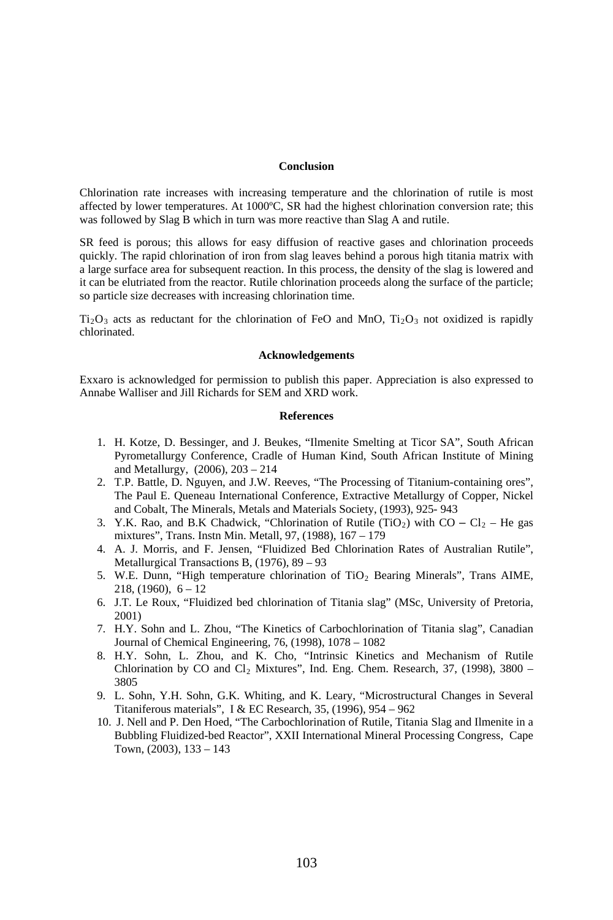## Conclusion

Chlorination rate increases with increasing temperature and the chlorination of rutile is most affected by lower temperatures. At 1000ºC, SR had the highest chlorination conversion rate; this was followed by Slag B which in turn was more reactive than Slag A and rutile.

SR feed is porous; this allows for easy diffusion of reactive gases and chlorination proceeds quickly. The rapid chlorination of iron from slag leaves behind a porous high titania matrix with a large surface area for subsequent reaction. In this process, the density of the slag is lowered and it can be elutriated from the reactor. Rutile chlorination proceeds along the surface of the particle; so particle size decreases with increasing chlorination time.

$Ti_2O_3$ acts as reductant for the chlorination of FeO and MnO, $Ti_2O_3$ not oxidized is rapidly chlorinated.

## Acknowledgements

Exxaro is acknowledged for permission to publish this paper. Appreciation is also expressed to Annabe Walliser and Jill Richards for SEM and XRD work.

## References

1. H. Kotze, D. Bessinger, and J. Beukes, "Ilmenite Smelting at Ticor SA", South African Pyrometallurgy Conference, Cradle of Human Kind, South African Institute of Mining and Metallurgy, (2006), 203 – 214
2. T.P. Battle, D. Nguyen, and J.W. Reeves, "The Processing of Titanium-containing ores", The Paul E. Queneau International Conference, Extractive Metallurgy of Copper, Nickel and Cobalt, The Minerals, Metals and Materials Society, (1993), 925- 943
3. Y.K. Rao, and B.K Chadwick, "Chlorination of Rutile ($TiO_2$) with CO – $Cl_2$ – He gas mixtures", Trans. Instn Min. Metall, 97, (1988), 167 – 179
4. A. J. Morris, and F. Jensen, "Fluidized Bed Chlorination Rates of Australian Rutile", Metallurgical Transactions B, (1976), 89 – 93
5. W.E. Dunn, "High temperature chlorination of $TiO_2$ Bearing Minerals", Trans AIME, 218, (1960), 6 – 12
6. J.T. Le Roux, "Fluidized bed chlorination of Titania slag" (MSc, University of Pretoria, 2001)
7. H.Y. Sohn and L. Zhou, "The Kinetics of Carbochlorination of Titania slag", Canadian Journal of Chemical Engineering, 76, (1998), 1078 – 1082
8. H.Y. Sohn, L. Zhou, and K. Cho, "Intrinsic Kinetics and Mechanism of Rutile Chlorination by CO and $Cl_2$ Mixtures", Ind. Eng. Chem. Research, 37, (1998), 3800 – 3805
9. L. Sohn, Y.H. Sohn, G.K. Whiting, and K. Leary, "Microstructural Changes in Several Titaniferous materials", I & EC Research, 35, (1996), 954 – 962
10. J. Nell and P. Den Hoed, "The Carbochlorination of Rutile, Titania Slag and Ilmenite in a Bubbling Fluidized-bed Reactor", XXII International Mineral Processing Congress, Cape Town, (2003), 133 – 143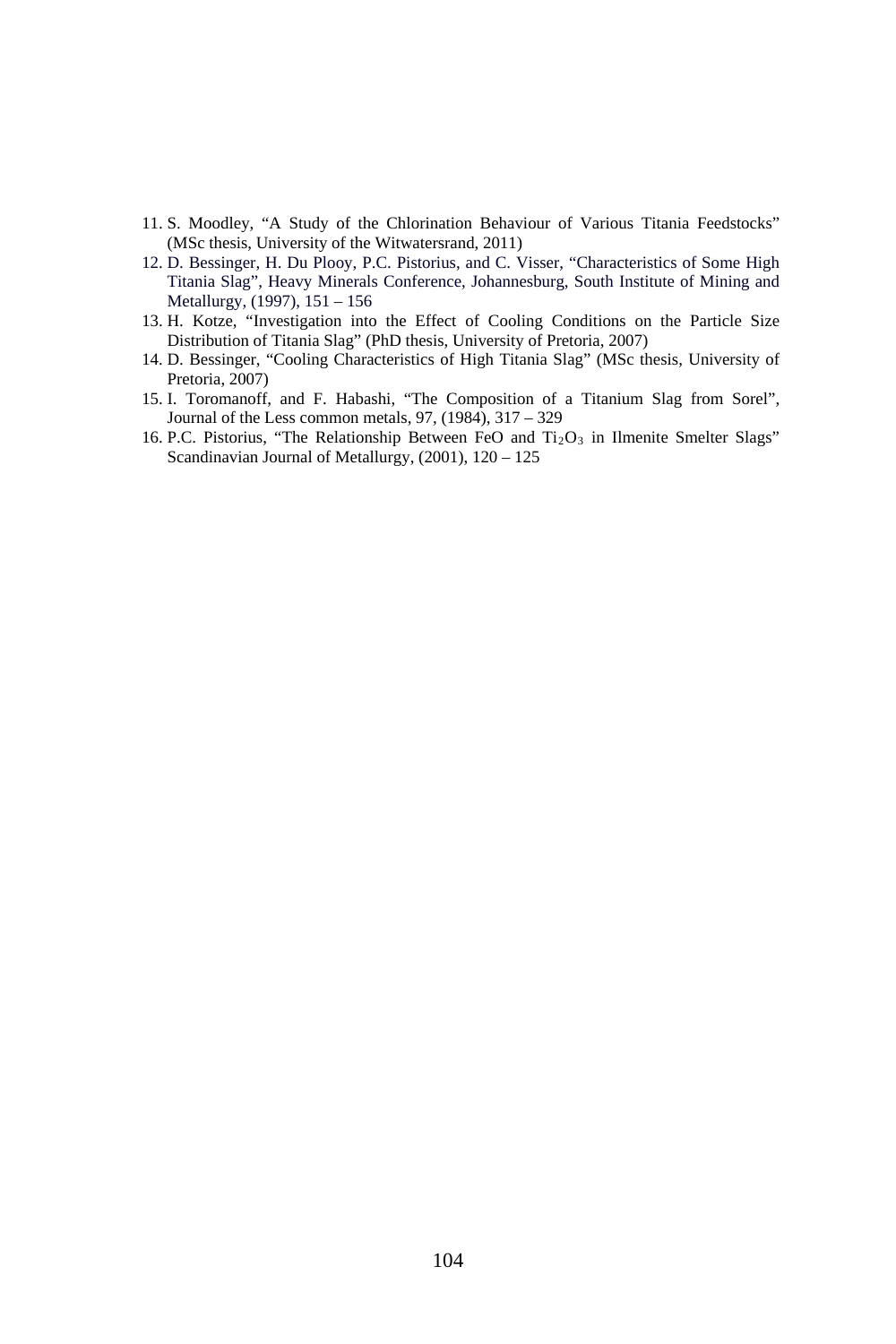11. S. Moodley, “A Study of the Chlorination Behaviour of Various Titania Feedstocks” (MSc thesis, University of the Witwatersrand, 2011)
12. D. Bessinger, H. Du Plooy, P.C. Pistorius, and C. Visser, “Characteristics of Some High Titania Slag”, Heavy Minerals Conference, Johannesburg, South Institute of Mining and Metallurgy, (1997), 151 – 156
13. H. Kotze, “Investigation into the Effect of Cooling Conditions on the Particle Size Distribution of Titania Slag” (PhD thesis, University of Pretoria, 2007)
14. D. Bessinger, “Cooling Characteristics of High Titania Slag” (MSc thesis, University of Pretoria, 2007)
15. I. Toromanoff, and F. Habashi, “The Composition of a Titanium Slag from Sorel”, Journal of the Less common metals, 97, (1984), 317 – 329
16. P.C. Pistorius, “The Relationship Between FeO and $Ti_2O_3$ in Ilmenite Smelter Slags” Scandinavian Journal of Metallurgy, (2001), 120 – 125